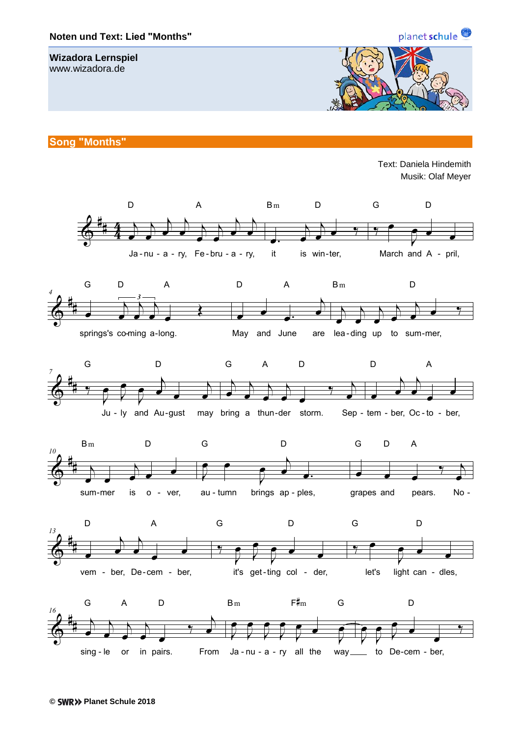**Noten und Text: Lied "Months"**

**Wizadora Lernspiel**
www.wizadora.de

## Song "Months"

Text: Daniela Hindemith
Musik: Olaf Meyer

D A Bm D G D
Ja-nu-a-ry, Fe-bru-a-ry, it is win-ter, March and A-pril,

G D A D A Bm D
springs's co-ming a-long. May and June are lea-ding up to sum-mer,

G D G A D D A
Ju-ly and Au-gust may bring a thun-der storm. Sep-tem-ber, Oc-to-ber,

Bm D G D G D A
sum-mer is o-ver, au-tumn brings ap-ples, grapes and pears. No-

D A G D G D
vem-ber, De-cem-ber, it's get-ting col-der, let's light can-dles,

G A D Bm F♯m G D
sing-le or in pairs. From Ja-nu-a-ry all the way___ to De-cem-ber,

© SWR Planet Schule 2018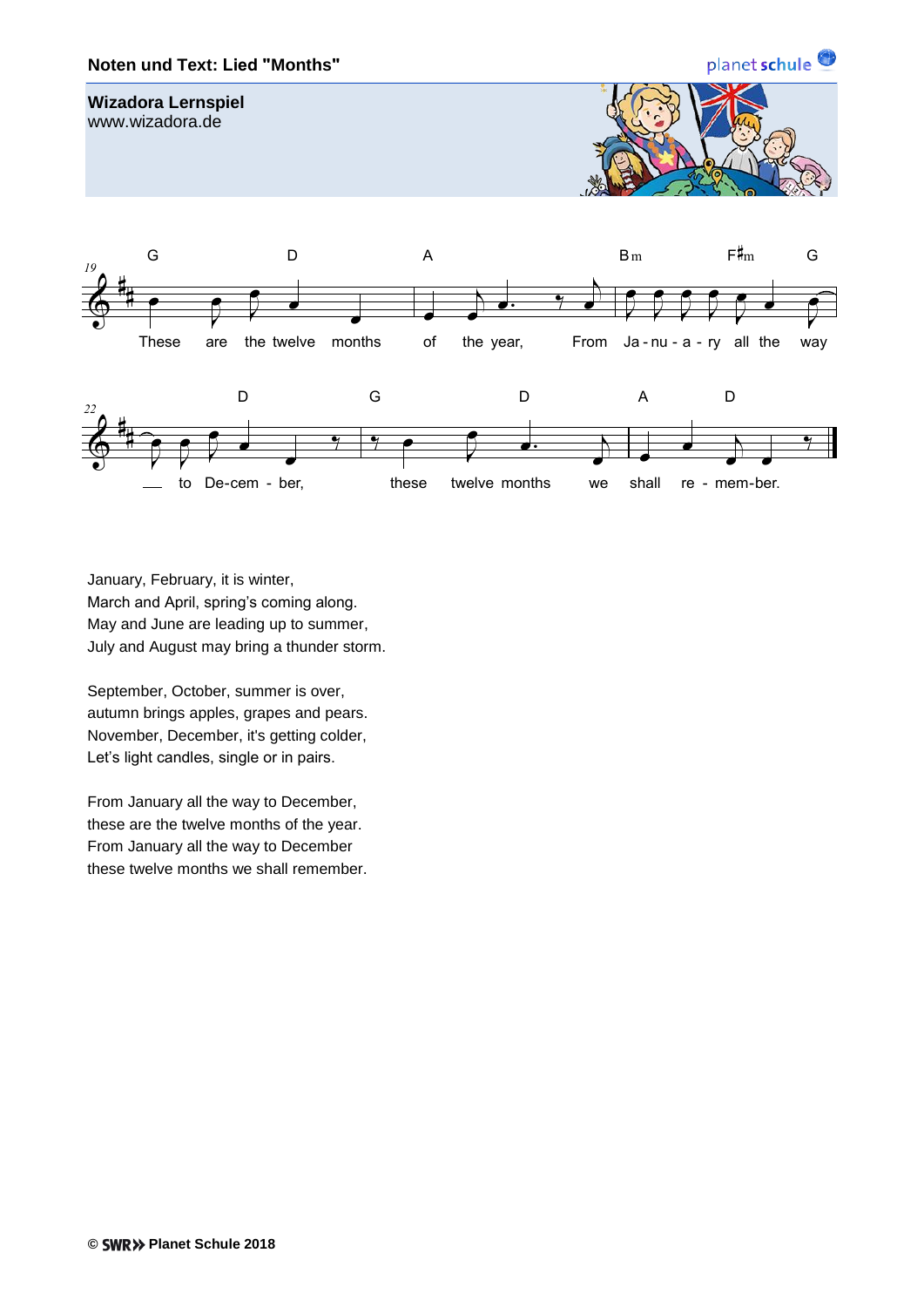Noten und Text: Lied "Months"

**Wizadora Lernspiel**
www.wizadora.de

These are the twelve months of the year, From Ja - nu - a - ry all the way to De-cem - ber, these twelve months we shall re - mem-ber.

January, February, it is winter,
March and April, spring's coming along.
May and June are leading up to summer,
July and August may bring a thunder storm.

September, October, summer is over,
autumn brings apples, grapes and pears.
November, December, it's getting colder,
Let's light candles, single or in pairs.

From January all the way to December,
these are the twelve months of the year.
From January all the way to December
these twelve months we shall remember.

© SWR Planet Schule 2018